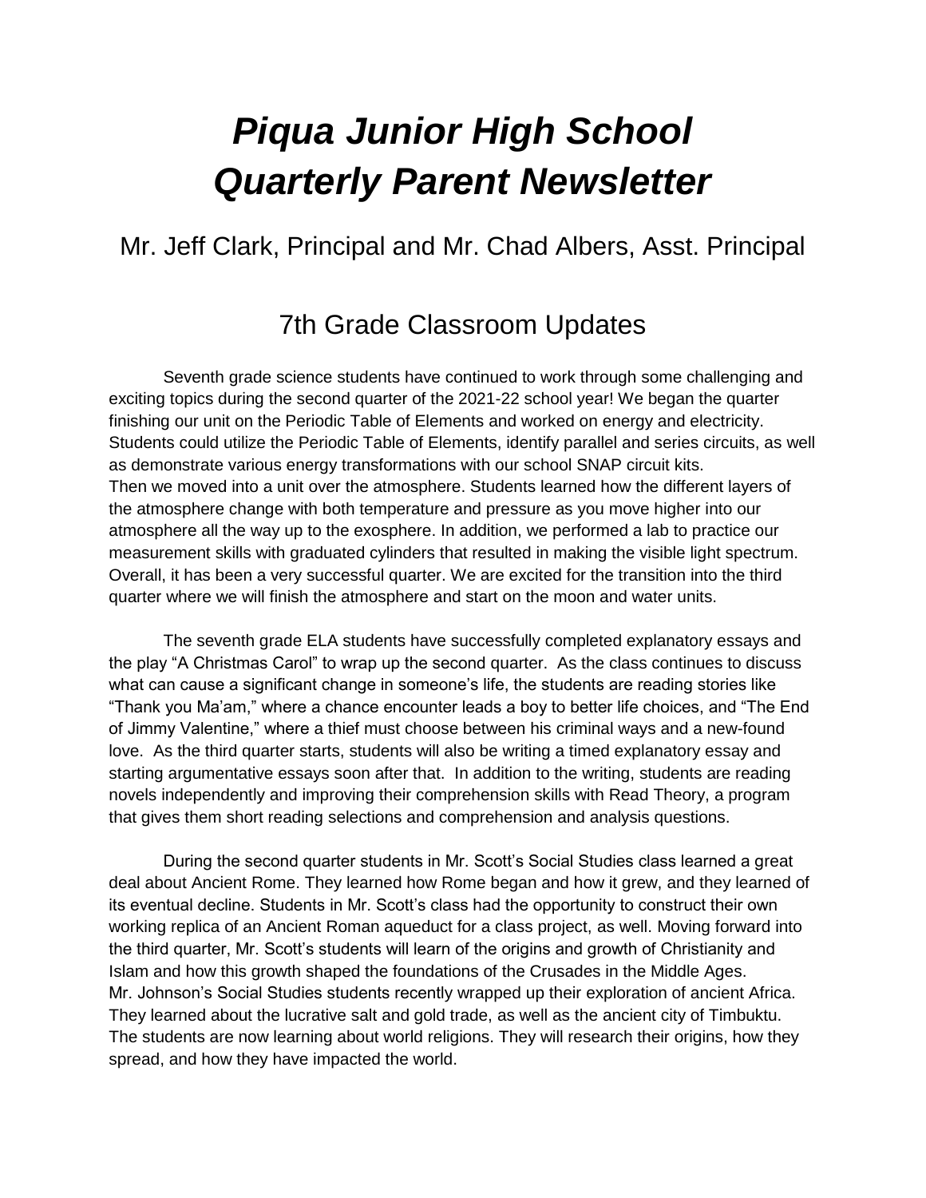# *Piqua Junior High School Quarterly Parent Newsletter*

Mr. Jeff Clark, Principal and Mr. Chad Albers, Asst. Principal

## 7th Grade Classroom Updates

Seventh grade science students have continued to work through some challenging and exciting topics during the second quarter of the 2021-22 school year! We began the quarter finishing our unit on the Periodic Table of Elements and worked on energy and electricity. Students could utilize the Periodic Table of Elements, identify parallel and series circuits, as well as demonstrate various energy transformations with our school SNAP circuit kits.
Then we moved into a unit over the atmosphere. Students learned how the different layers of the atmosphere change with both temperature and pressure as you move higher into our atmosphere all the way up to the exosphere. In addition, we performed a lab to practice our measurement skills with graduated cylinders that resulted in making the visible light spectrum. Overall, it has been a very successful quarter. We are excited for the transition into the third quarter where we will finish the atmosphere and start on the moon and water units.

The seventh grade ELA students have successfully completed explanatory essays and the play "A Christmas Carol" to wrap up the second quarter. As the class continues to discuss what can cause a significant change in someone's life, the students are reading stories like "Thank you Ma'am," where a chance encounter leads a boy to better life choices, and "The End of Jimmy Valentine," where a thief must choose between his criminal ways and a new-found love. As the third quarter starts, students will also be writing a timed explanatory essay and starting argumentative essays soon after that. In addition to the writing, students are reading novels independently and improving their comprehension skills with Read Theory, a program that gives them short reading selections and comprehension and analysis questions.

During the second quarter students in Mr. Scott's Social Studies class learned a great deal about Ancient Rome. They learned how Rome began and how it grew, and they learned of its eventual decline. Students in Mr. Scott's class had the opportunity to construct their own working replica of an Ancient Roman aqueduct for a class project, as well. Moving forward into the third quarter, Mr. Scott's students will learn of the origins and growth of Christianity and Islam and how this growth shaped the foundations of the Crusades in the Middle Ages.
Mr. Johnson's Social Studies students recently wrapped up their exploration of ancient Africa. They learned about the lucrative salt and gold trade, as well as the ancient city of Timbuktu. The students are now learning about world religions. They will research their origins, how they spread, and how they have impacted the world.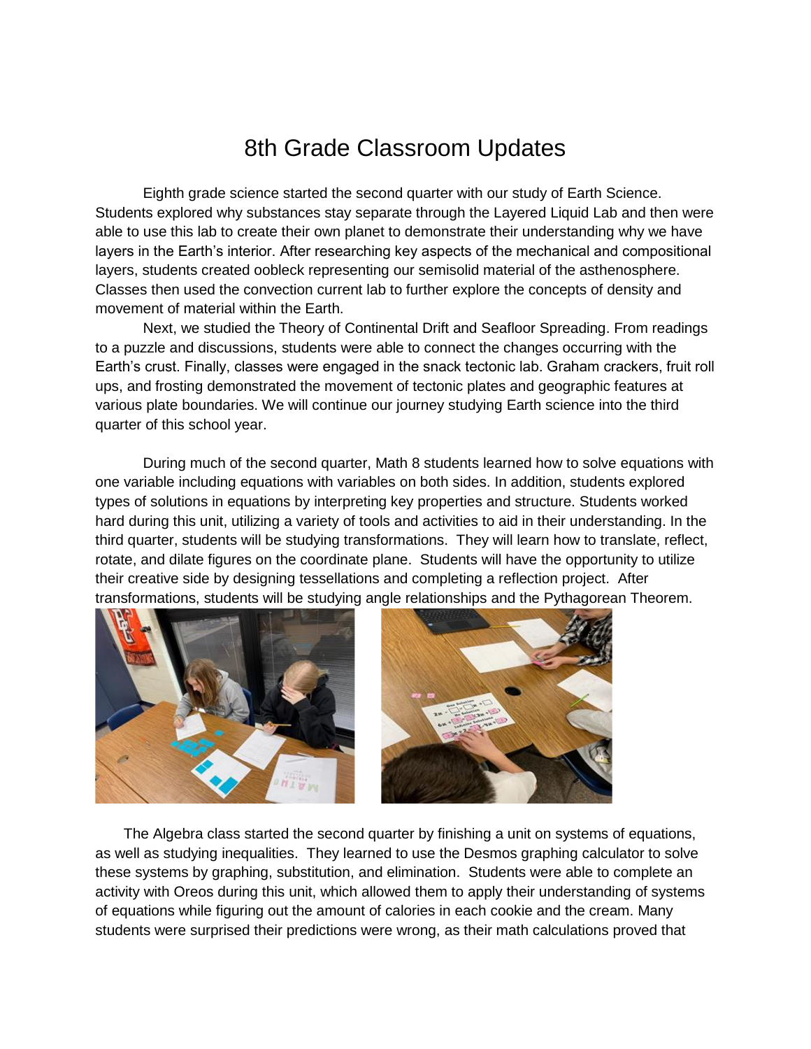# 8th Grade Classroom Updates

Eighth grade science started the second quarter with our study of Earth Science. Students explored why substances stay separate through the Layered Liquid Lab and then were able to use this lab to create their own planet to demonstrate their understanding why we have layers in the Earth's interior. After researching key aspects of the mechanical and compositional layers, students created oobleck representing our semisolid material of the asthenosphere. Classes then used the convection current lab to further explore the concepts of density and movement of material within the Earth.

Next, we studied the Theory of Continental Drift and Seafloor Spreading. From readings to a puzzle and discussions, students were able to connect the changes occurring with the Earth's crust. Finally, classes were engaged in the snack tectonic lab. Graham crackers, fruit roll ups, and frosting demonstrated the movement of tectonic plates and geographic features at various plate boundaries. We will continue our journey studying Earth science into the third quarter of this school year.

During much of the second quarter, Math 8 students learned how to solve equations with one variable including equations with variables on both sides. In addition, students explored types of solutions in equations by interpreting key properties and structure. Students worked hard during this unit, utilizing a variety of tools and activities to aid in their understanding. In the third quarter, students will be studying transformations. They will learn how to translate, reflect, rotate, and dilate figures on the coordinate plane. Students will have the opportunity to utilize their creative side by designing tessellations and completing a reflection project. After transformations, students will be studying angle relationships and the Pythagorean Theorem.

The Algebra class started the second quarter by finishing a unit on systems of equations, as well as studying inequalities. They learned to use the Desmos graphing calculator to solve these systems by graphing, substitution, and elimination. Students were able to complete an activity with Oreos during this unit, which allowed them to apply their understanding of systems of equations while figuring out the amount of calories in each cookie and the cream. Many students were surprised their predictions were wrong, as their math calculations proved that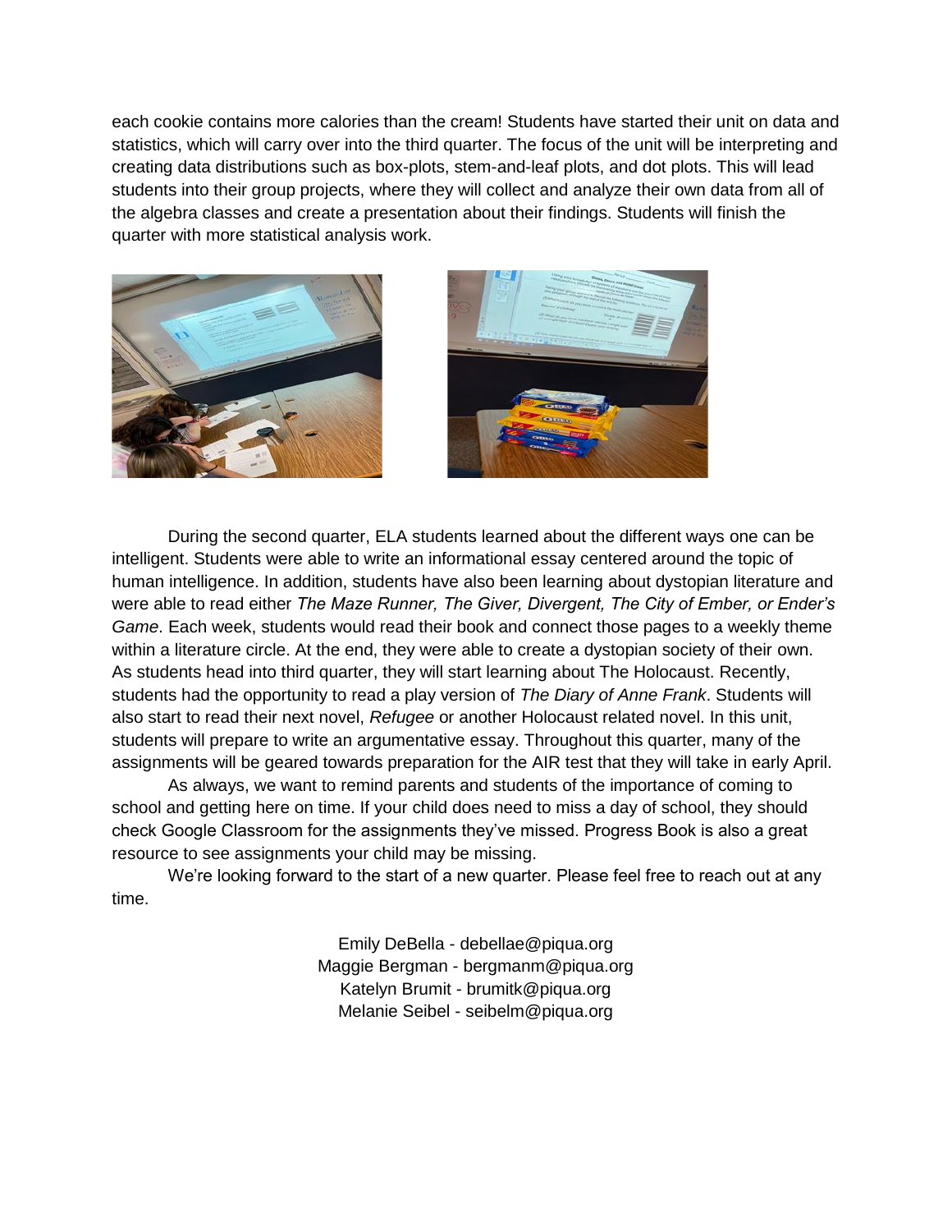each cookie contains more calories than the cream! Students have started their unit on data and statistics, which will carry over into the third quarter. The focus of the unit will be interpreting and creating data distributions such as box-plots, stem-and-leaf plots, and dot plots. This will lead students into their group projects, where they will collect and analyze their own data from all of the algebra classes and create a presentation about their findings. Students will finish the quarter with more statistical analysis work.

During the second quarter, ELA students learned about the different ways one can be intelligent. Students were able to write an informational essay centered around the topic of human intelligence. In addition, students have also been learning about dystopian literature and were able to read either *The Maze Runner, The Giver, Divergent, The City of Ember, or Ender's Game*. Each week, students would read their book and connect those pages to a weekly theme within a literature circle. At the end, they were able to create a dystopian society of their own. As students head into third quarter, they will start learning about The Holocaust. Recently, students had the opportunity to read a play version of *The Diary of Anne Frank*. Students will also start to read their next novel, *Refugee* or another Holocaust related novel. In this unit, students will prepare to write an argumentative essay. Throughout this quarter, many of the assignments will be geared towards preparation for the AIR test that they will take in early April.

As always, we want to remind parents and students of the importance of coming to school and getting here on time. If your child does need to miss a day of school, they should check Google Classroom for the assignments they've missed. Progress Book is also a great resource to see assignments your child may be missing.

We're looking forward to the start of a new quarter. Please feel free to reach out at any time.

Emily DeBella - debellae@piqua.org
Maggie Bergman - bergmanm@piqua.org
Katelyn Brumit - brumitk@piqua.org
Melanie Seibel - seibelm@piqua.org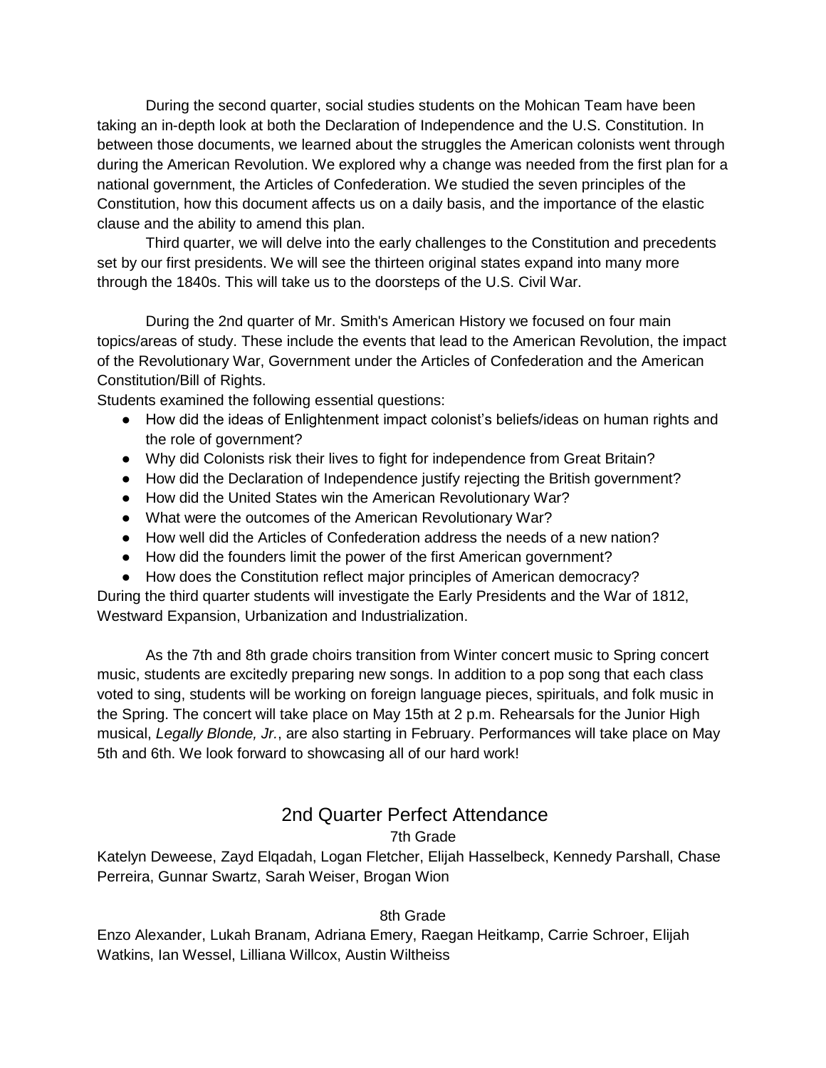During the second quarter, social studies students on the Mohican Team have been taking an in-depth look at both the Declaration of Independence and the U.S. Constitution. In between those documents, we learned about the struggles the American colonists went through during the American Revolution. We explored why a change was needed from the first plan for a national government, the Articles of Confederation. We studied the seven principles of the Constitution, how this document affects us on a daily basis, and the importance of the elastic clause and the ability to amend this plan.

Third quarter, we will delve into the early challenges to the Constitution and precedents set by our first presidents. We will see the thirteen original states expand into many more through the 1840s. This will take us to the doorsteps of the U.S. Civil War.

During the 2nd quarter of Mr. Smith's American History we focused on four main topics/areas of study. These include the events that lead to the American Revolution, the impact of the Revolutionary War, Government under the Articles of Confederation and the American Constitution/Bill of Rights.

Students examined the following essential questions:

- How did the ideas of Enlightenment impact colonist's beliefs/ideas on human rights and the role of government?
- Why did Colonists risk their lives to fight for independence from Great Britain?
- How did the Declaration of Independence justify rejecting the British government?
- How did the United States win the American Revolutionary War?
- What were the outcomes of the American Revolutionary War?
- How well did the Articles of Confederation address the needs of a new nation?
- How did the founders limit the power of the first American government?
- How does the Constitution reflect major principles of American democracy?

During the third quarter students will investigate the Early Presidents and the War of 1812, Westward Expansion, Urbanization and Industrialization.

As the 7th and 8th grade choirs transition from Winter concert music to Spring concert music, students are excitedly preparing new songs. In addition to a pop song that each class voted to sing, students will be working on foreign language pieces, spirituals, and folk music in the Spring. The concert will take place on May 15th at 2 p.m. Rehearsals for the Junior High musical, *Legally Blonde, Jr.*, are also starting in February. Performances will take place on May 5th and 6th. We look forward to showcasing all of our hard work!

## 2nd Quarter Perfect Attendance

7th Grade

Katelyn Deweese, Zayd Elqadah, Logan Fletcher, Elijah Hasselbeck, Kennedy Parshall, Chase Perreira, Gunnar Swartz, Sarah Weiser, Brogan Wion

8th Grade

Enzo Alexander, Lukah Branam, Adriana Emery, Raegan Heitkamp, Carrie Schroer, Elijah Watkins, Ian Wessel, Lilliana Willcox, Austin Wiltheiss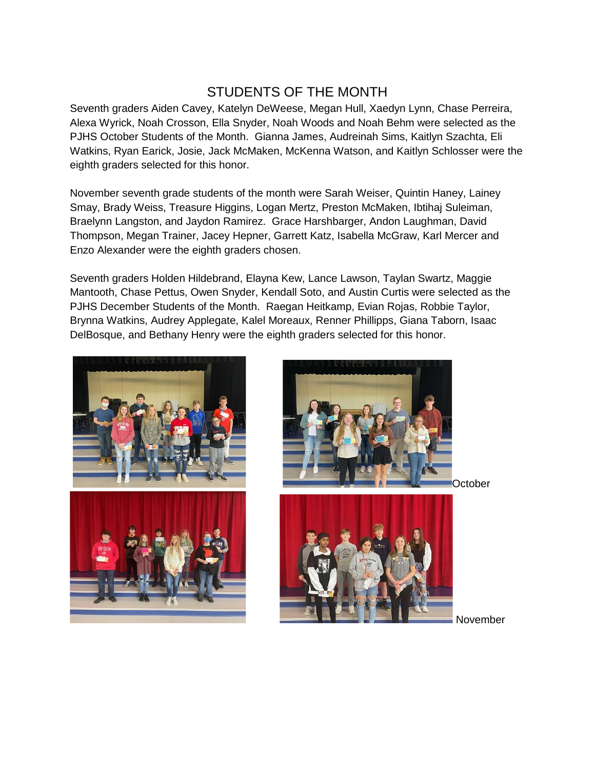# STUDENTS OF THE MONTH

Seventh graders Aiden Cavey, Katelyn DeWeese, Megan Hull, Xaedyn Lynn, Chase Perreira, Alexa Wyrick, Noah Crosson, Ella Snyder, Noah Woods and Noah Behm were selected as the PJHS October Students of the Month. Gianna James, Audreinah Sims, Kaitlyn Szachta, Eli Watkins, Ryan Earick, Josie, Jack McMaken, McKenna Watson, and Kaitlyn Schlosser were the eighth graders selected for this honor.

November seventh grade students of the month were Sarah Weiser, Quintin Haney, Lainey Smay, Brady Weiss, Treasure Higgins, Logan Mertz, Preston McMaken, Ibtihaj Suleiman, Braelynn Langston, and Jaydon Ramirez. Grace Harshbarger, Andon Laughman, David Thompson, Megan Trainer, Jacey Hepner, Garrett Katz, Isabella McGraw, Karl Mercer and Enzo Alexander were the eighth graders chosen.

Seventh graders Holden Hildebrand, Elayna Kew, Lance Lawson, Taylan Swartz, Maggie Mantooth, Chase Pettus, Owen Snyder, Kendall Soto, and Austin Curtis were selected as the PJHS December Students of the Month. Raegan Heitkamp, Evian Rojas, Robbie Taylor, Brynna Watkins, Audrey Applegate, Kalel Moreaux, Renner Phillipps, Giana Taborn, Isaac DelBosque, and Bethany Henry were the eighth graders selected for this honor.

October

November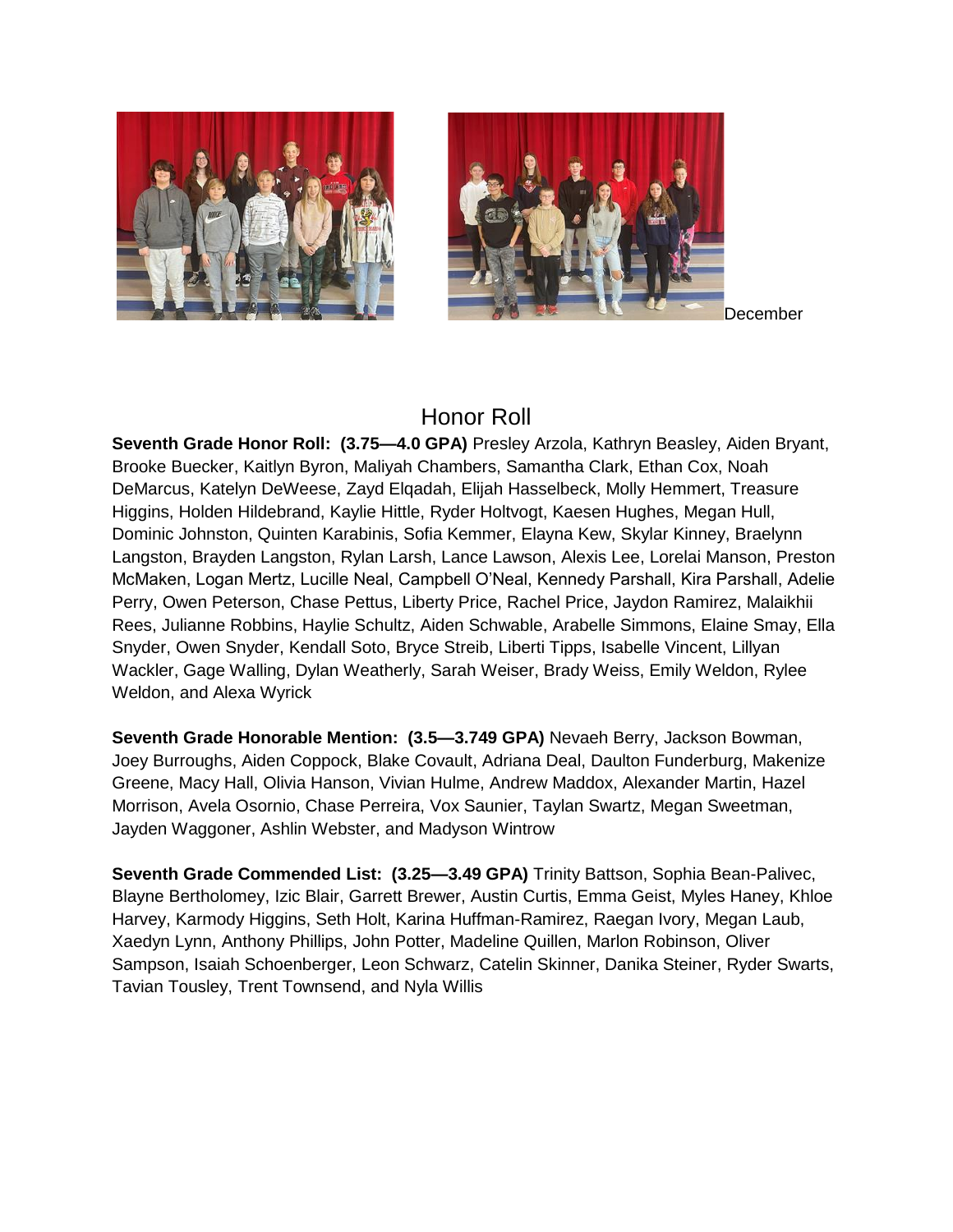December

## Honor Roll

**Seventh Grade Honor Roll: (3.75—4.0 GPA)** Presley Arzola, Kathryn Beasley, Aiden Bryant, Brooke Buecker, Kaitlyn Byron, Maliyah Chambers, Samantha Clark, Ethan Cox, Noah DeMarcus, Katelyn DeWeese, Zayd Elqadah, Elijah Hasselbeck, Molly Hemmert, Treasure Higgins, Holden Hildebrand, Kaylie Hittle, Ryder Holtvogt, Kaesen Hughes, Megan Hull, Dominic Johnston, Quinten Karabinis, Sofia Kemmer, Elayna Kew, Skylar Kinney, Braelynn Langston, Brayden Langston, Rylan Larsh, Lance Lawson, Alexis Lee, Lorelai Manson, Preston McMaken, Logan Mertz, Lucille Neal, Campbell O'Neal, Kennedy Parshall, Kira Parshall, Adelie Perry, Owen Peterson, Chase Pettus, Liberty Price, Rachel Price, Jaydon Ramirez, Malaikhii Rees, Julianne Robbins, Haylie Schultz, Aiden Schwable, Arabelle Simmons, Elaine Smay, Ella Snyder, Owen Snyder, Kendall Soto, Bryce Streib, Liberti Tipps, Isabelle Vincent, Lillyan Wackler, Gage Walling, Dylan Weatherly, Sarah Weiser, Brady Weiss, Emily Weldon, Rylee Weldon, and Alexa Wyrick

**Seventh Grade Honorable Mention: (3.5—3.749 GPA)** Nevaeh Berry, Jackson Bowman, Joey Burroughs, Aiden Coppock, Blake Covault, Adriana Deal, Daulton Funderburg, Makenize Greene, Macy Hall, Olivia Hanson, Vivian Hulme, Andrew Maddox, Alexander Martin, Hazel Morrison, Avela Osornio, Chase Perreira, Vox Saunier, Taylan Swartz, Megan Sweetman, Jayden Waggoner, Ashlin Webster, and Madyson Wintrow

**Seventh Grade Commended List: (3.25—3.49 GPA)** Trinity Battson, Sophia Bean-Palivec, Blayne Bertholomey, Izic Blair, Garrett Brewer, Austin Curtis, Emma Geist, Myles Haney, Khloe Harvey, Karmody Higgins, Seth Holt, Karina Huffman-Ramirez, Raegan Ivory, Megan Laub, Xaedyn Lynn, Anthony Phillips, John Potter, Madeline Quillen, Marlon Robinson, Oliver Sampson, Isaiah Schoenberger, Leon Schwarz, Catelin Skinner, Danika Steiner, Ryder Swarts, Tavian Tousley, Trent Townsend, and Nyla Willis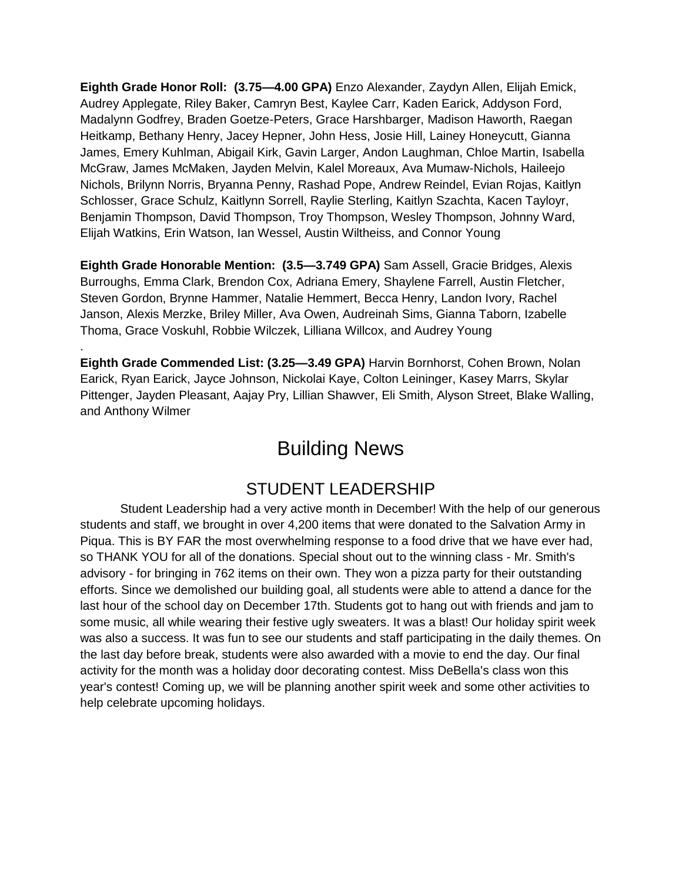**Eighth Grade Honor Roll: (3.75—4.00 GPA)** Enzo Alexander, Zaydyn Allen, Elijah Emick, Audrey Applegate, Riley Baker, Camryn Best, Kaylee Carr, Kaden Earick, Addyson Ford, Madalynn Godfrey, Braden Goetze-Peters, Grace Harshbarger, Madison Haworth, Raegan Heitkamp, Bethany Henry, Jacey Hepner, John Hess, Josie Hill, Lainey Honeycutt, Gianna James, Emery Kuhlman, Abigail Kirk, Gavin Larger, Andon Laughman, Chloe Martin, Isabella McGraw, James McMaken, Jayden Melvin, Kalel Moreaux, Ava Mumaw-Nichols, Haileejo Nichols, Brilynn Norris, Bryanna Penny, Rashad Pope, Andrew Reindel, Evian Rojas, Kaitlyn Schlosser, Grace Schulz, Kaitlynn Sorrell, Raylie Sterling, Kaitlyn Szachta, Kacen Tayloyr, Benjamin Thompson, David Thompson, Troy Thompson, Wesley Thompson, Johnny Ward, Elijah Watkins, Erin Watson, Ian Wessel, Austin Wiltheiss, and Connor Young

**Eighth Grade Honorable Mention: (3.5—3.749 GPA)** Sam Assell, Gracie Bridges, Alexis Burroughs, Emma Clark, Brendon Cox, Adriana Emery, Shaylene Farrell, Austin Fletcher, Steven Gordon, Brynne Hammer, Natalie Hemmert, Becca Henry, Landon Ivory, Rachel Janson, Alexis Merzke, Briley Miller, Ava Owen, Audreinah Sims, Gianna Taborn, Izabelle Thoma, Grace Voskuhl, Robbie Wilczek, Lilliana Willcox, and Audrey Young

**Eighth Grade Commended List: (3.25—3.49 GPA)** Harvin Bornhorst, Cohen Brown, Nolan Earick, Ryan Earick, Jayce Johnson, Nickolai Kaye, Colton Leininger, Kasey Marrs, Skylar Pittenger, Jayden Pleasant, Aajay Pry, Lillian Shawver, Eli Smith, Alyson Street, Blake Walling, and Anthony Wilmer

# Building News

## STUDENT LEADERSHIP

Student Leadership had a very active month in December! With the help of our generous students and staff, we brought in over 4,200 items that were donated to the Salvation Army in Piqua. This is BY FAR the most overwhelming response to a food drive that we have ever had, so THANK YOU for all of the donations. Special shout out to the winning class - Mr. Smith's advisory - for bringing in 762 items on their own. They won a pizza party for their outstanding efforts. Since we demolished our building goal, all students were able to attend a dance for the last hour of the school day on December 17th. Students got to hang out with friends and jam to some music, all while wearing their festive ugly sweaters. It was a blast! Our holiday spirit week was also a success. It was fun to see our students and staff participating in the daily themes. On the last day before break, students were also awarded with a movie to end the day. Our final activity for the month was a holiday door decorating contest. Miss DeBella's class won this year's contest! Coming up, we will be planning another spirit week and some other activities to help celebrate upcoming holidays.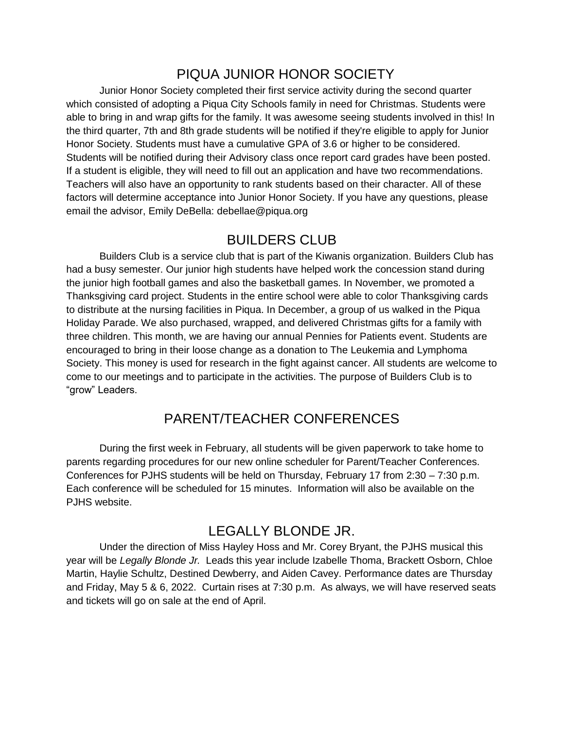## PIQUA JUNIOR HONOR SOCIETY

Junior Honor Society completed their first service activity during the second quarter which consisted of adopting a Piqua City Schools family in need for Christmas. Students were able to bring in and wrap gifts for the family. It was awesome seeing students involved in this! In the third quarter, 7th and 8th grade students will be notified if they're eligible to apply for Junior Honor Society. Students must have a cumulative GPA of 3.6 or higher to be considered. Students will be notified during their Advisory class once report card grades have been posted. If a student is eligible, they will need to fill out an application and have two recommendations. Teachers will also have an opportunity to rank students based on their character. All of these factors will determine acceptance into Junior Honor Society. If you have any questions, please email the advisor, Emily DeBella: debellae@piqua.org

## BUILDERS CLUB

Builders Club is a service club that is part of the Kiwanis organization. Builders Club has had a busy semester. Our junior high students have helped work the concession stand during the junior high football games and also the basketball games. In November, we promoted a Thanksgiving card project. Students in the entire school were able to color Thanksgiving cards to distribute at the nursing facilities in Piqua. In December, a group of us walked in the Piqua Holiday Parade. We also purchased, wrapped, and delivered Christmas gifts for a family with three children. This month, we are having our annual Pennies for Patients event. Students are encouraged to bring in their loose change as a donation to The Leukemia and Lymphoma Society. This money is used for research in the fight against cancer. All students are welcome to come to our meetings and to participate in the activities. The purpose of Builders Club is to "grow" Leaders.

## PARENT/TEACHER CONFERENCES

During the first week in February, all students will be given paperwork to take home to parents regarding procedures for our new online scheduler for Parent/Teacher Conferences. Conferences for PJHS students will be held on Thursday, February 17 from 2:30 – 7:30 p.m. Each conference will be scheduled for 15 minutes. Information will also be available on the PJHS website.

## LEGALLY BLONDE JR.

Under the direction of Miss Hayley Hoss and Mr. Corey Bryant, the PJHS musical this year will be *Legally Blonde Jr.* Leads this year include Izabelle Thoma, Brackett Osborn, Chloe Martin, Haylie Schultz, Destined Dewberry, and Aiden Cavey. Performance dates are Thursday and Friday, May 5 & 6, 2022. Curtain rises at 7:30 p.m. As always, we will have reserved seats and tickets will go on sale at the end of April.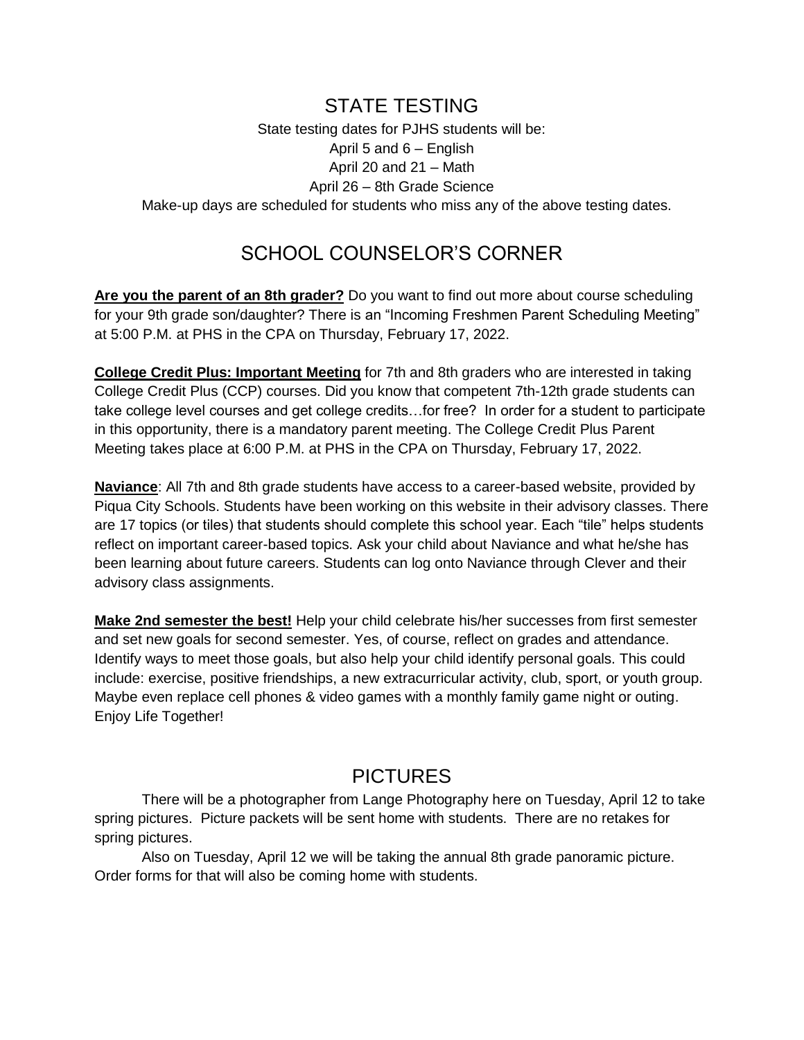## STATE TESTING

State testing dates for PJHS students will be:

April 5 and 6 – English

April 20 and 21 – Math

April 26 – 8th Grade Science

Make-up days are scheduled for students who miss any of the above testing dates.

## SCHOOL COUNSELOR'S CORNER

**Are you the parent of an 8th grader?** Do you want to find out more about course scheduling for your 9th grade son/daughter? There is an "Incoming Freshmen Parent Scheduling Meeting" at 5:00 P.M. at PHS in the CPA on Thursday, February 17, 2022.

**College Credit Plus: Important Meeting** for 7th and 8th graders who are interested in taking College Credit Plus (CCP) courses. Did you know that competent 7th-12th grade students can take college level courses and get college credits…for free? In order for a student to participate in this opportunity, there is a mandatory parent meeting. The College Credit Plus Parent Meeting takes place at 6:00 P.M. at PHS in the CPA on Thursday, February 17, 2022.

**Naviance**: All 7th and 8th grade students have access to a career-based website, provided by Piqua City Schools. Students have been working on this website in their advisory classes. There are 17 topics (or tiles) that students should complete this school year. Each "tile" helps students reflect on important career-based topics. Ask your child about Naviance and what he/she has been learning about future careers. Students can log onto Naviance through Clever and their advisory class assignments.

**Make 2nd semester the best!** Help your child celebrate his/her successes from first semester and set new goals for second semester. Yes, of course, reflect on grades and attendance. Identify ways to meet those goals, but also help your child identify personal goals. This could include: exercise, positive friendships, a new extracurricular activity, club, sport, or youth group. Maybe even replace cell phones & video games with a monthly family game night or outing. Enjoy Life Together!

## PICTURES

There will be a photographer from Lange Photography here on Tuesday, April 12 to take spring pictures. Picture packets will be sent home with students. There are no retakes for spring pictures.

Also on Tuesday, April 12 we will be taking the annual 8th grade panoramic picture. Order forms for that will also be coming home with students.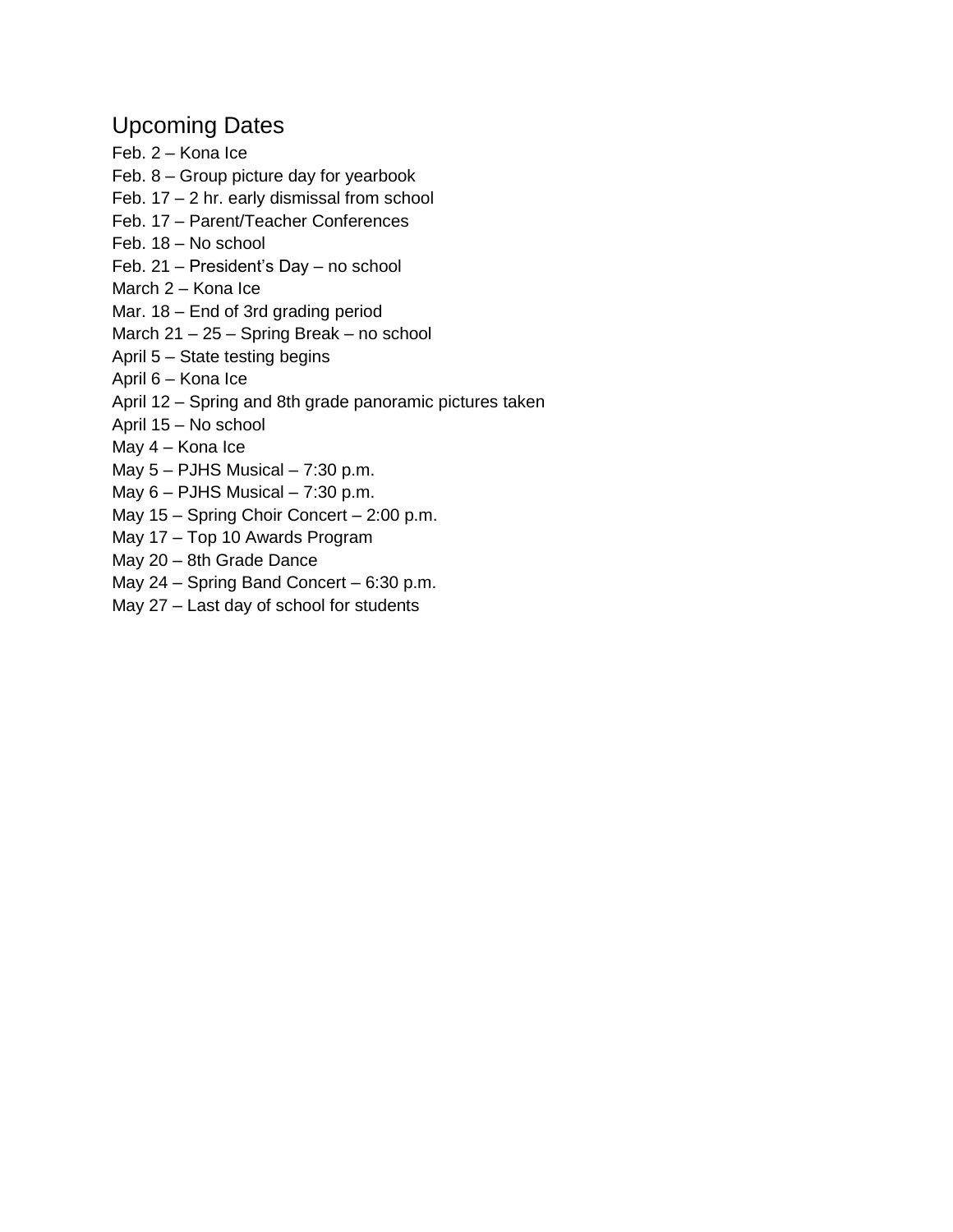## Upcoming Dates

Feb. 2 – Kona Ice
Feb. 8 – Group picture day for yearbook
Feb. 17 – 2 hr. early dismissal from school
Feb. 17 – Parent/Teacher Conferences
Feb. 18 – No school
Feb. 21 – President's Day – no school
March 2 – Kona Ice
Mar. 18 – End of 3rd grading period
March 21 – 25 – Spring Break – no school
April 5 – State testing begins
April 6 – Kona Ice
April 12 – Spring and 8th grade panoramic pictures taken
April 15 – No school
May 4 – Kona Ice
May 5 – PJHS Musical – 7:30 p.m.
May 6 – PJHS Musical – 7:30 p.m.
May 15 – Spring Choir Concert – 2:00 p.m.
May 17 – Top 10 Awards Program
May 20 – 8th Grade Dance
May 24 – Spring Band Concert – 6:30 p.m.
May 27 – Last day of school for students